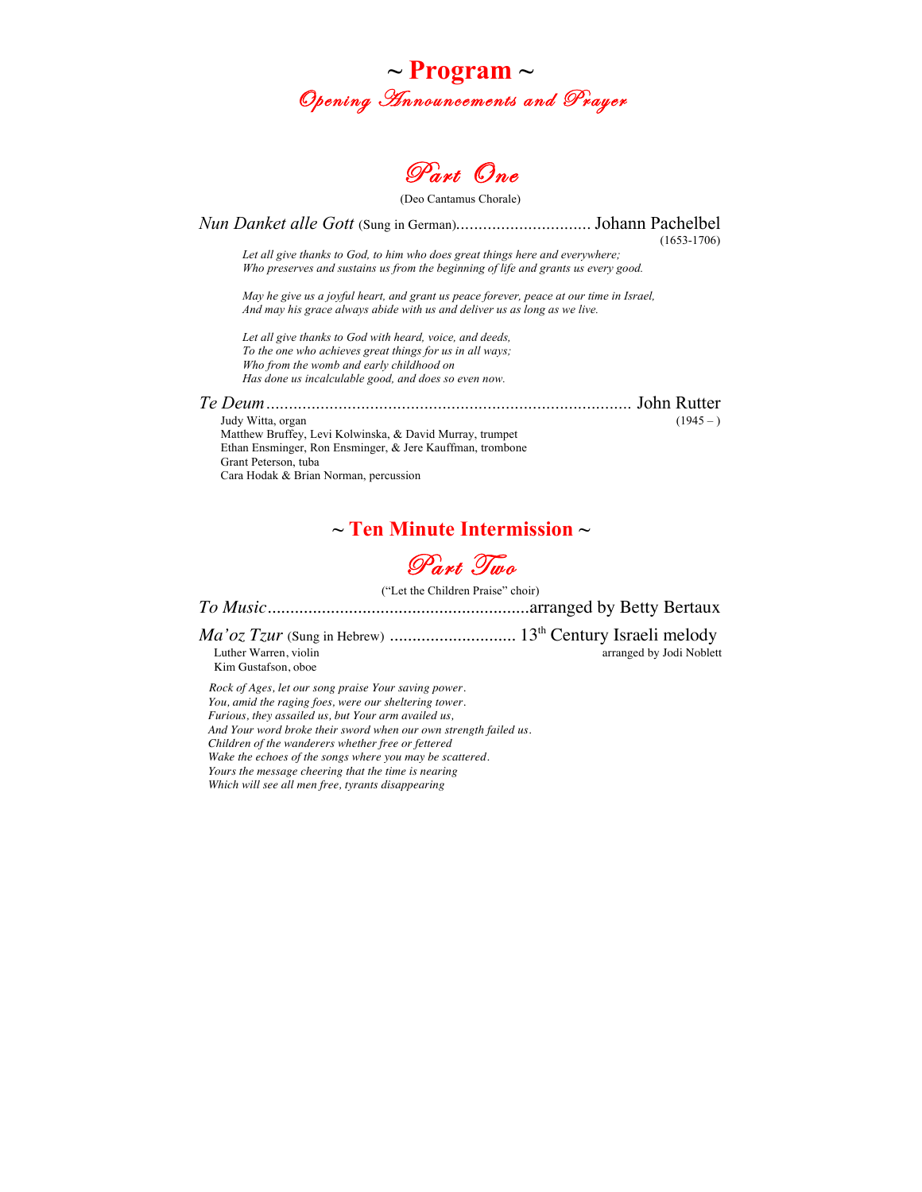# ~ Program ~

## *Opening Announcements and Prayer*

## *Part One*

(Deo Cantamus Chorale)

*Nun Danket alle Gott* (Sung in German).............................. Johann Pachelbel
(1653-1706)

> *Let all give thanks to God, to him who does great things here and everywhere;*
> *Who preserves and sustains us from the beginning of life and grants us every good.*
>
> *May he give us a joyful heart, and grant us peace forever, peace at our time in Israel,*
> *And may his grace always abide with us and deliver us as long as we live.*
>
> *Let all give thanks to God with heard, voice, and deeds,*
> *To the one who achieves great things for us in all ways;*
> *Who from the womb and early childhood on*
> *Has done us incalculable good, and does so even now.*

*Te Deum*................................................................................ John Rutter
(1945 – )

Judy Witta, organ
Matthew Bruffey, Levi Kolwinska, & David Murray, trumpet
Ethan Ensminger, Ron Ensminger, & Jere Kauffman, trombone
Grant Peterson, tuba
Cara Hodak & Brian Norman, percussion

## ~ Ten Minute Intermission ~

## *Part Two*

("Let the Children Praise" choir)

*To Music*..........................................................arranged by Betty Bertaux

*Ma'oz Tzur* (Sung in Hebrew) ............................ 13th Century Israeli melody
arranged by Jodi Noblett

Luther Warren, violin
Kim Gustafson, oboe

> *Rock of Ages, let our song praise Your saving power.*
> *You, amid the raging foes, were our sheltering tower.*
> *Furious, they assailed us, but Your arm availed us,*
> *And Your word broke their sword when our own strength failed us.*
> *Children of the wanderers whether free or fettered*
> *Wake the echoes of the songs where you may be scattered.*
> *Yours the message cheering that the time is nearing*
> *Which will see all men free, tyrants disappearing*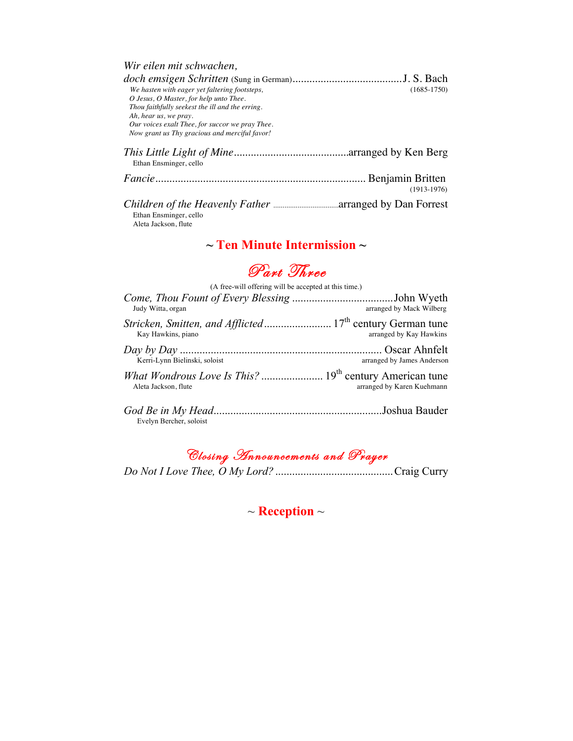*Wir eilen mit schwachen,*
*doch emsigen Schritten* (Sung in German) ....................................... J. S. Bach
(1685-1750)

*We hasten with eager yet faltering footsteps,*
*O Jesus, O Master, for help unto Thee.*
*Thou faithfully seekest the ill and the erring.*
*Ah, hear us, we pray.*
*Our voices exalt Thee, for succor we pray Thee.*
*Now grant us Thy gracious and merciful favor!*

*This Little Light of Mine* ......................................... arranged by Ken Berg
Ethan Ensminger, cello

*Fancie* .......................................................................... Benjamin Britten
(1913-1976)

*Children of the Heavenly Father* .................................. arranged by Dan Forrest
Ethan Ensminger, cello
Aleta Jackson, flute

## ~ Ten Minute Intermission ~

## Part Three

(A free-will offering will be accepted at this time.)

*Come, Thou Fount of Every Blessing* .................................... John Wyeth
Judy Witta, organ — arranged by Mack Wilberg

*Stricken, Smitten, and Afflicted* ........................ 17th century German tune
Kay Hawkins, piano — arranged by Kay Hawkins

*Day by Day* ........................................................................ Oscar Ahnfelt
Kerri-Lynn Bielinski, soloist — arranged by James Anderson

*What Wondrous Love Is This?* ...................... 19th century American tune
Aleta Jackson, flute — arranged by Karen Kuehmann

*God Be in My Head* ............................................................ Joshua Bauder
Evelyn Bercher, soloist

## Closing Announcements and Prayer

*Do Not I Love Thee, O My Lord?* .......................................... Craig Curry

## ~ Reception ~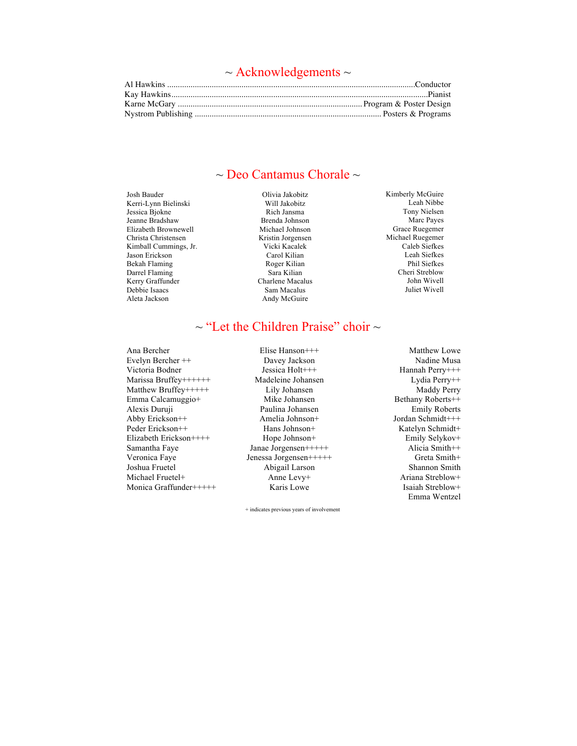## ~ Acknowledgements ~

Al Hawkins ........................................................................................................Conductor
Kay Hawkins........................................................................................................Pianist
Karne McGary ........................................................................... Program & Poster Design
Nystrom Publishing .......................................................................... Posters & Programs

## ~ Deo Cantamus Chorale ~

Josh Bauder
Kerri-Lynn Bielinski
Jessica Bjokne
Jeanne Bradshaw
Elizabeth Brownewell
Christa Christensen
Kimball Cummings, Jr.
Jason Erickson
Bekah Flaming
Darrel Flaming
Kerry Graffunder
Debbie Isaacs
Aleta Jackson
Olivia Jakobitz
Will Jakobitz
Rich Jansma
Brenda Johnson
Michael Johnson
Kristin Jorgensen
Vicki Kacalek
Carol Kilian
Roger Kilian
Sara Kilian
Charlene Macalus
Sam Macalus
Andy McGuire
Kimberly McGuire
Leah Nibbe
Tony Nielsen
Marc Payes
Grace Ruegemer
Michael Ruegemer
Caleb Siefkes
Leah Siefkes
Phil Siefkes
Cheri Streblow
John Wivell
Juliet Wivell

## ~ "Let the Children Praise" choir ~

Ana Bercher
Evelyn Bercher ++
Victoria Bodner
Marissa Bruffey++++++
Matthew Bruffey+++++
Emma Calcamuggio+
Alexis Duruji
Abby Erickson++
Peder Erickson++
Elizabeth Erickson++++
Samantha Faye
Veronica Faye
Joshua Fruetel
Michael Fruetel+
Monica Graffunder+++++
Elise Hanson+++
Davey Jackson
Jessica Holt+++
Madeleine Johansen
Lily Johansen
Mike Johansen
Paulina Johansen
Amelia Johnson+
Hans Johnson+
Hope Johnson+
Janae Jorgensen+++++
Jenessa Jorgensen+++++
Abigail Larson
Anne Levy+
Karis Lowe
Matthew Lowe
Nadine Musa
Hannah Perry+++
Lydia Perry++
Maddy Perry
Bethany Roberts++
Emily Roberts
Jordan Schmidt+++
Katelyn Schmidt+
Emily Selykov+
Alicia Smith++
Greta Smith+
Shannon Smith
Ariana Streblow+
Isaiah Streblow+
Emma Wentzel

+ indicates previous years of involvement